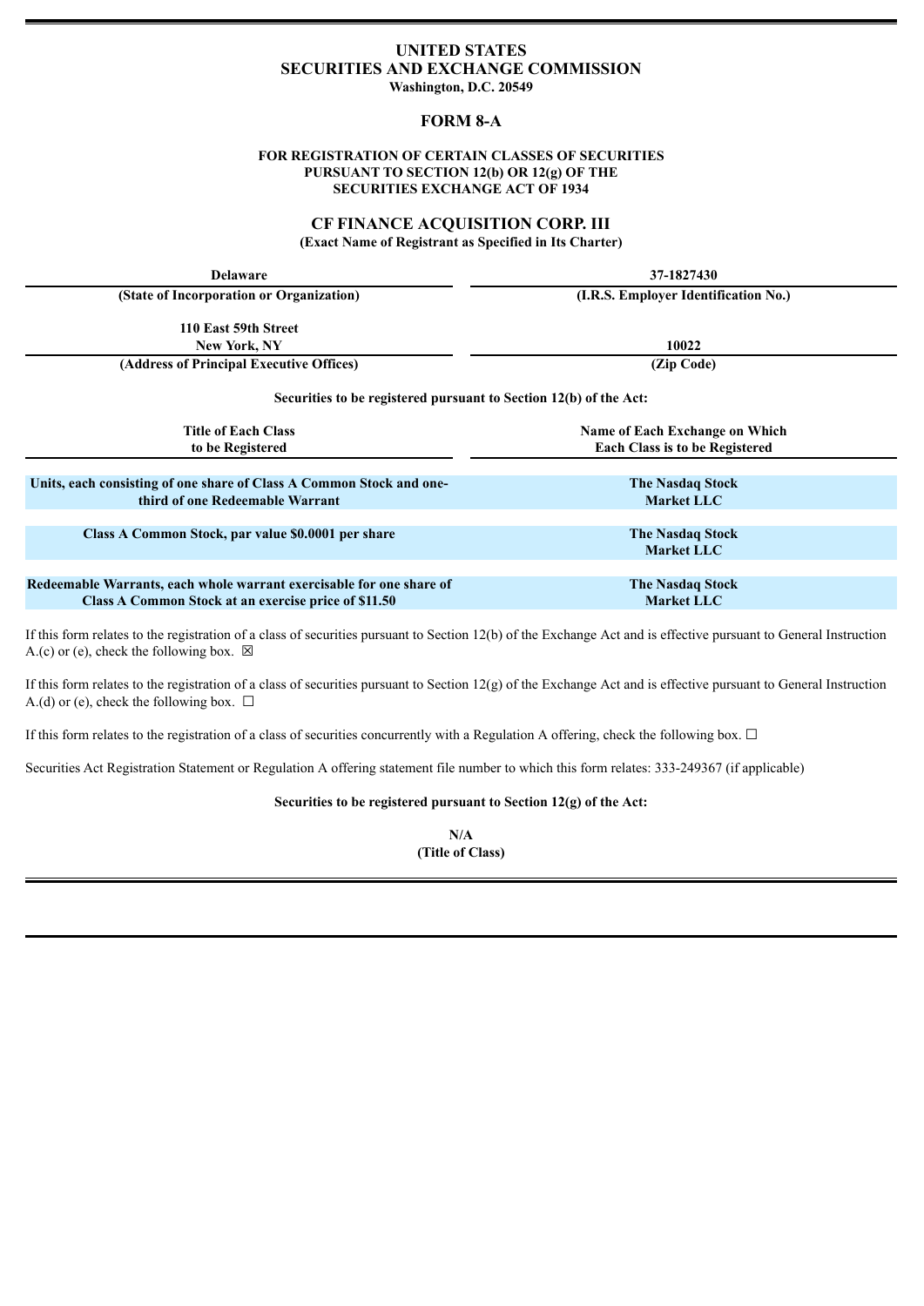# UNITED STATES
# SECURITIES AND EXCHANGE COMMISSION

**Washington, D.C. 20549**

## FORM 8-A

**FOR REGISTRATION OF CERTAIN CLASSES OF SECURITIES PURSUANT TO SECTION 12(b) OR 12(g) OF THE SECURITIES EXCHANGE ACT OF 1934**

## CF FINANCE ACQUISITION CORP. III

**(Exact Name of Registrant as Specified in Its Charter)**

| Delaware | 37-1827430 |
|---|---|
| **(State of Incorporation or Organization)** | **(I.R.S. Employer Identification No.)** |
| **110 East 59th Street New York, NY** | **10022** |
| **(Address of Principal Executive Offices)** | **(Zip Code)** |

**Securities to be registered pursuant to Section 12(b) of the Act:**

| Title of Each Class to be Registered | Name of Each Exchange on Which Each Class is to be Registered |
|---|---|
| Units, each consisting of one share of Class A Common Stock and one-third of one Redeemable Warrant | The Nasdaq Stock Market LLC |
| Class A Common Stock, par value $0.0001 per share | The Nasdaq Stock Market LLC |
| Redeemable Warrants, each whole warrant exercisable for one share of Class A Common Stock at an exercise price of $11.50 | The Nasdaq Stock Market LLC |

If this form relates to the registration of a class of securities pursuant to Section 12(b) of the Exchange Act and is effective pursuant to General Instruction A.(c) or (e), check the following box. ☒

If this form relates to the registration of a class of securities pursuant to Section 12(g) of the Exchange Act and is effective pursuant to General Instruction A.(d) or (e), check the following box. ☐

If this form relates to the registration of a class of securities concurrently with a Regulation A offering, check the following box. ☐

Securities Act Registration Statement or Regulation A offering statement file number to which this form relates: 333-249367 (if applicable)

**Securities to be registered pursuant to Section 12(g) of the Act:**

**N/A**
**(Title of Class)**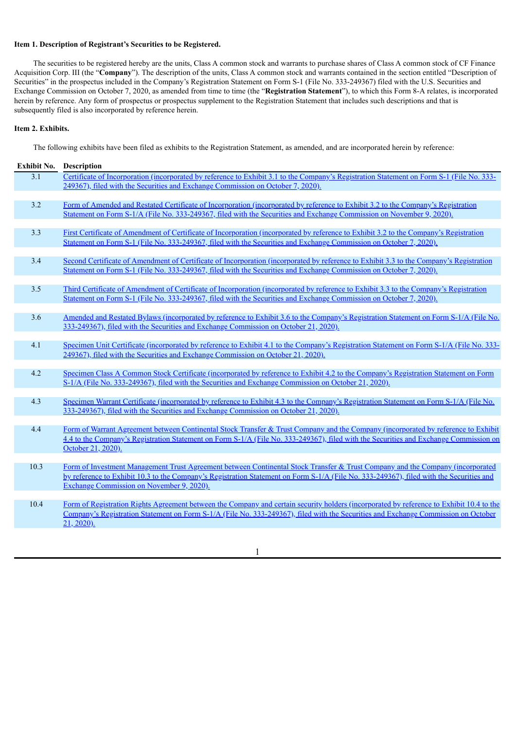**Item 1. Description of Registrant's Securities to be Registered.**

The securities to be registered hereby are the units, Class A common stock and warrants to purchase shares of Class A common stock of CF Finance Acquisition Corp. III (the "**Company**"). The description of the units, Class A common stock and warrants contained in the section entitled "Description of Securities" in the prospectus included in the Company's Registration Statement on Form S-1 (File No. 333-249367) filed with the U.S. Securities and Exchange Commission on October 7, 2020, as amended from time to time (the "**Registration Statement**"), to which this Form 8-A relates, is incorporated herein by reference. Any form of prospectus or prospectus supplement to the Registration Statement that includes such descriptions and that is subsequently filed is also incorporated by reference herein.

**Item 2. Exhibits.**

The following exhibits have been filed as exhibits to the Registration Statement, as amended, and are incorporated herein by reference:

| Exhibit No. | Description |
|---|---|
| 3.1 | Certificate of Incorporation (incorporated by reference to Exhibit 3.1 to the Company's Registration Statement on Form S-1 (File No. 333-249367), filed with the Securities and Exchange Commission on October 7, 2020). |
| 3.2 | Form of Amended and Restated Certificate of Incorporation (incorporated by reference to Exhibit 3.2 to the Company's Registration Statement on Form S-1/A (File No. 333-249367, filed with the Securities and Exchange Commission on November 9, 2020). |
| 3.3 | First Certificate of Amendment of Certificate of Incorporation (incorporated by reference to Exhibit 3.2 to the Company's Registration Statement on Form S-1 (File No. 333-249367, filed with the Securities and Exchange Commission on October 7, 2020). |
| 3.4 | Second Certificate of Amendment of Certificate of Incorporation (incorporated by reference to Exhibit 3.3 to the Company's Registration Statement on Form S-1 (File No. 333-249367, filed with the Securities and Exchange Commission on October 7, 2020). |
| 3.5 | Third Certificate of Amendment of Certificate of Incorporation (incorporated by reference to Exhibit 3.3 to the Company's Registration Statement on Form S-1 (File No. 333-249367, filed with the Securities and Exchange Commission on October 7, 2020). |
| 3.6 | Amended and Restated Bylaws (incorporated by reference to Exhibit 3.6 to the Company's Registration Statement on Form S-1/A (File No. 333-249367), filed with the Securities and Exchange Commission on October 21, 2020). |
| 4.1 | Specimen Unit Certificate (incorporated by reference to Exhibit 4.1 to the Company's Registration Statement on Form S-1/A (File No. 333-249367), filed with the Securities and Exchange Commission on October 21, 2020). |
| 4.2 | Specimen Class A Common Stock Certificate (incorporated by reference to Exhibit 4.2 to the Company's Registration Statement on Form S-1/A (File No. 333-249367), filed with the Securities and Exchange Commission on October 21, 2020). |
| 4.3 | Specimen Warrant Certificate (incorporated by reference to Exhibit 4.3 to the Company's Registration Statement on Form S-1/A (File No. 333-249367), filed with the Securities and Exchange Commission on October 21, 2020). |
| 4.4 | Form of Warrant Agreement between Continental Stock Transfer & Trust Company and the Company (incorporated by reference to Exhibit 4.4 to the Company's Registration Statement on Form S-1/A (File No. 333-249367), filed with the Securities and Exchange Commission on October 21, 2020). |
| 10.3 | Form of Investment Management Trust Agreement between Continental Stock Transfer & Trust Company and the Company (incorporated by reference to Exhibit 10.3 to the Company's Registration Statement on Form S-1/A (File No. 333-249367), filed with the Securities and Exchange Commission on November 9, 2020). |
| 10.4 | Form of Registration Rights Agreement between the Company and certain security holders (incorporated by reference to Exhibit 10.4 to the Company's Registration Statement on Form S-1/A (File No. 333-249367), filed with the Securities and Exchange Commission on October 21, 2020). |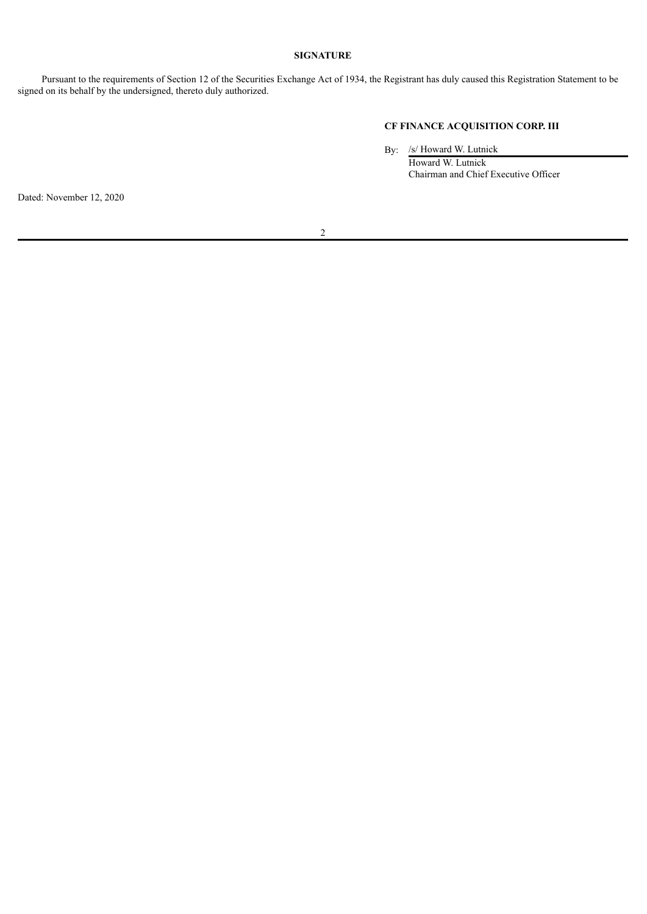## SIGNATURE

Pursuant to the requirements of Section 12 of the Securities Exchange Act of 1934, the Registrant has duly caused this Registration Statement to be signed on its behalf by the undersigned, thereto duly authorized.

**CF FINANCE ACQUISITION CORP. III**

By: /s/ Howard W. Lutnick
Howard W. Lutnick
Chairman and Chief Executive Officer

Dated: November 12, 2020